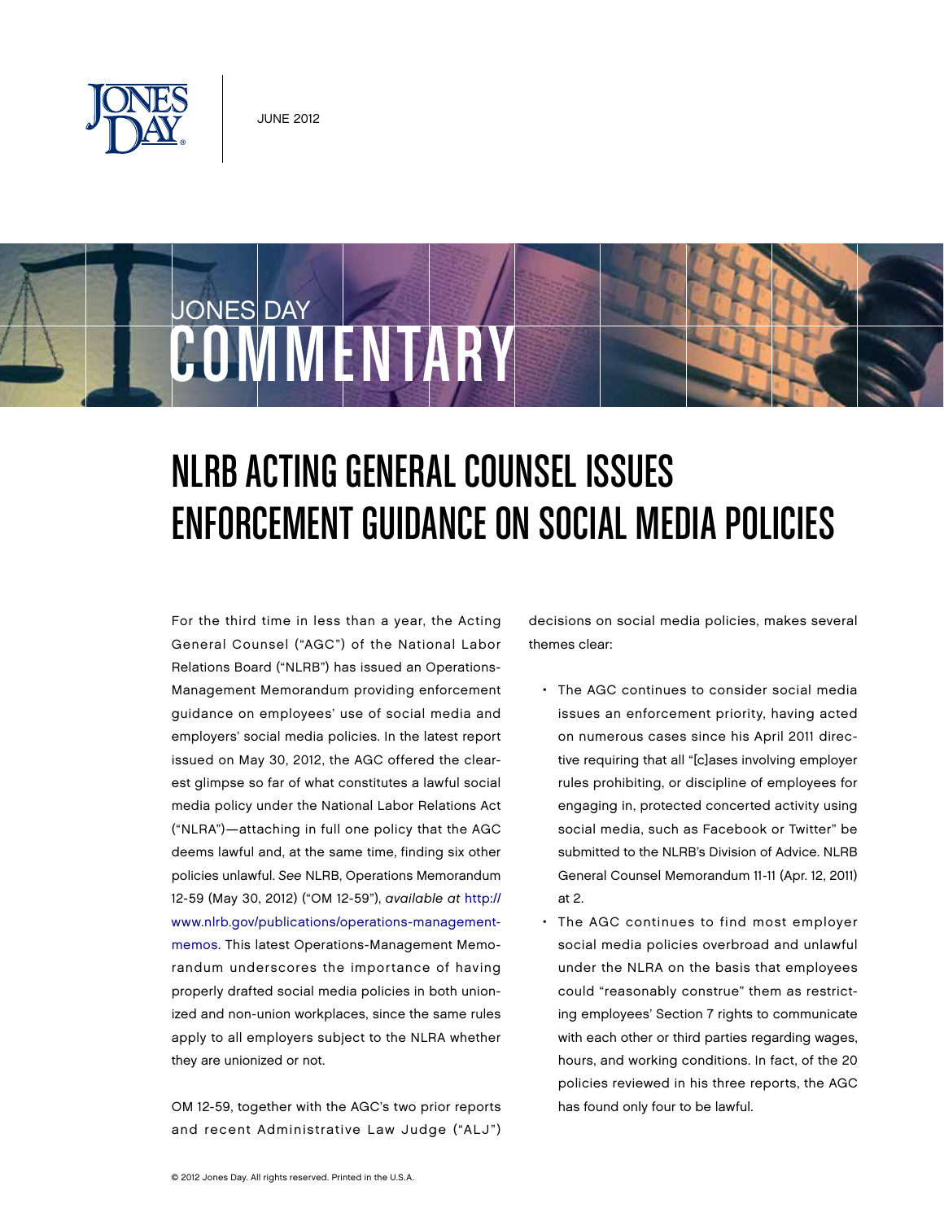JUNE 2012

# NLRB ACTING GENERAL COUNSEL ISSUES ENFORCEMENT GUIDANCE ON SOCIAL MEDIA POLICIES

For the third time in less than a year, the Acting General Counsel ("AGC") of the National Labor Relations Board ("NLRB") has issued an Operations-Management Memorandum providing enforcement guidance on employees' use of social media and employers' social media policies. In the latest report issued on May 30, 2012, the AGC offered the clearest glimpse so far of what constitutes a lawful social media policy under the National Labor Relations Act ("NLRA")—attaching in full one policy that the AGC deems lawful and, at the same time, finding six other policies unlawful. *See* NLRB, Operations Memorandum 12-59 (May 30, 2012) ("OM 12-59"), *available at* http://www.nlrb.gov/publications/operations-management-memos. This latest Operations-Management Memorandum underscores the importance of having properly drafted social media policies in both unionized and non-union workplaces, since the same rules apply to all employers subject to the NLRA whether they are unionized or not.

OM 12-59, together with the AGC's two prior reports and recent Administrative Law Judge ("ALJ") decisions on social media policies, makes several themes clear:

- The AGC continues to consider social media issues an enforcement priority, having acted on numerous cases since his April 2011 directive requiring that all "[c]ases involving employer rules prohibiting, or discipline of employees for engaging in, protected concerted activity using social media, such as Facebook or Twitter" be submitted to the NLRB's Division of Advice. NLRB General Counsel Memorandum 11-11 (Apr. 12, 2011) at 2.
- The AGC continues to find most employer social media policies overbroad and unlawful under the NLRA on the basis that employees could "reasonably construe" them as restricting employees' Section 7 rights to communicate with each other or third parties regarding wages, hours, and working conditions. In fact, of the 20 policies reviewed in his three reports, the AGC has found only four to be lawful.

© 2012 Jones Day. All rights reserved. Printed in the U.S.A.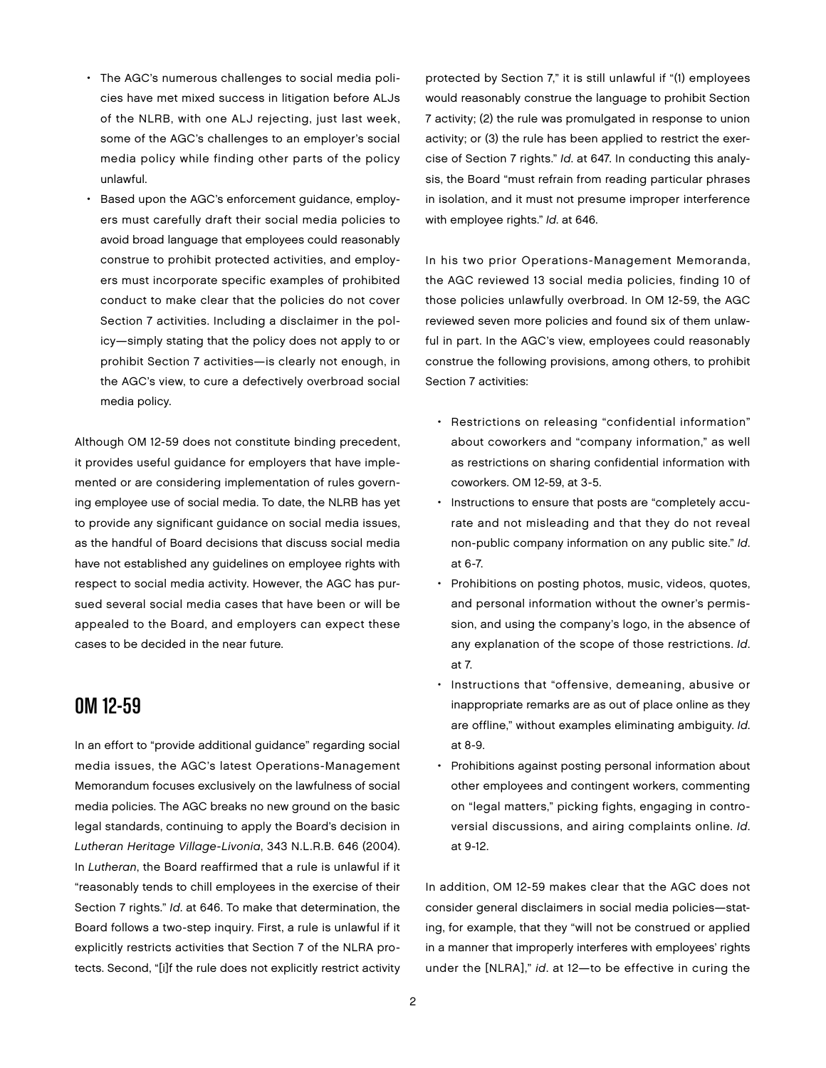- The AGC's numerous challenges to social media policies have met mixed success in litigation before ALJs of the NLRB, with one ALJ rejecting, just last week, some of the AGC's challenges to an employer's social media policy while finding other parts of the policy unlawful.
- Based upon the AGC's enforcement guidance, employers must carefully draft their social media policies to avoid broad language that employees could reasonably construe to prohibit protected activities, and employers must incorporate specific examples of prohibited conduct to make clear that the policies do not cover Section 7 activities. Including a disclaimer in the policy—simply stating that the policy does not apply to or prohibit Section 7 activities—is clearly not enough, in the AGC's view, to cure a defectively overbroad social media policy.

Although OM 12-59 does not constitute binding precedent, it provides useful guidance for employers that have implemented or are considering implementation of rules governing employee use of social media. To date, the NLRB has yet to provide any significant guidance on social media issues, as the handful of Board decisions that discuss social media have not established any guidelines on employee rights with respect to social media activity. However, the AGC has pursued several social media cases that have been or will be appealed to the Board, and employers can expect these cases to be decided in the near future.

## OM 12-59

In an effort to "provide additional guidance" regarding social media issues, the AGC's latest Operations-Management Memorandum focuses exclusively on the lawfulness of social media policies. The AGC breaks no new ground on the basic legal standards, continuing to apply the Board's decision in *Lutheran Heritage Village-Livonia*, 343 N.L.R.B. 646 (2004). In *Lutheran*, the Board reaffirmed that a rule is unlawful if it "reasonably tends to chill employees in the exercise of their Section 7 rights." *Id*. at 646. To make that determination, the Board follows a two-step inquiry. First, a rule is unlawful if it explicitly restricts activities that Section 7 of the NLRA protects. Second, "[i]f the rule does not explicitly restrict activity protected by Section 7," it is still unlawful if "(1) employees would reasonably construe the language to prohibit Section 7 activity; (2) the rule was promulgated in response to union activity; or (3) the rule has been applied to restrict the exercise of Section 7 rights." *Id*. at 647. In conducting this analysis, the Board "must refrain from reading particular phrases in isolation, and it must not presume improper interference with employee rights." *Id*. at 646.

In his two prior Operations-Management Memoranda, the AGC reviewed 13 social media policies, finding 10 of those policies unlawfully overbroad. In OM 12-59, the AGC reviewed seven more policies and found six of them unlawful in part. In the AGC's view, employees could reasonably construe the following provisions, among others, to prohibit Section 7 activities:

- Restrictions on releasing "confidential information" about coworkers and "company information," as well as restrictions on sharing confidential information with coworkers. OM 12-59, at 3-5.
- Instructions to ensure that posts are "completely accurate and not misleading and that they do not reveal non-public company information on any public site." *Id*. at 6-7.
- Prohibitions on posting photos, music, videos, quotes, and personal information without the owner's permission, and using the company's logo, in the absence of any explanation of the scope of those restrictions. *Id*. at 7.
- Instructions that "offensive, demeaning, abusive or inappropriate remarks are as out of place online as they are offline," without examples eliminating ambiguity. *Id*. at 8-9.
- Prohibitions against posting personal information about other employees and contingent workers, commenting on "legal matters," picking fights, engaging in controversial discussions, and airing complaints online. *Id*. at 9-12.

In addition, OM 12-59 makes clear that the AGC does not consider general disclaimers in social media policies—stating, for example, that they "will not be construed or applied in a manner that improperly interferes with employees' rights under the [NLRA]," *id*. at 12—to be effective in curing the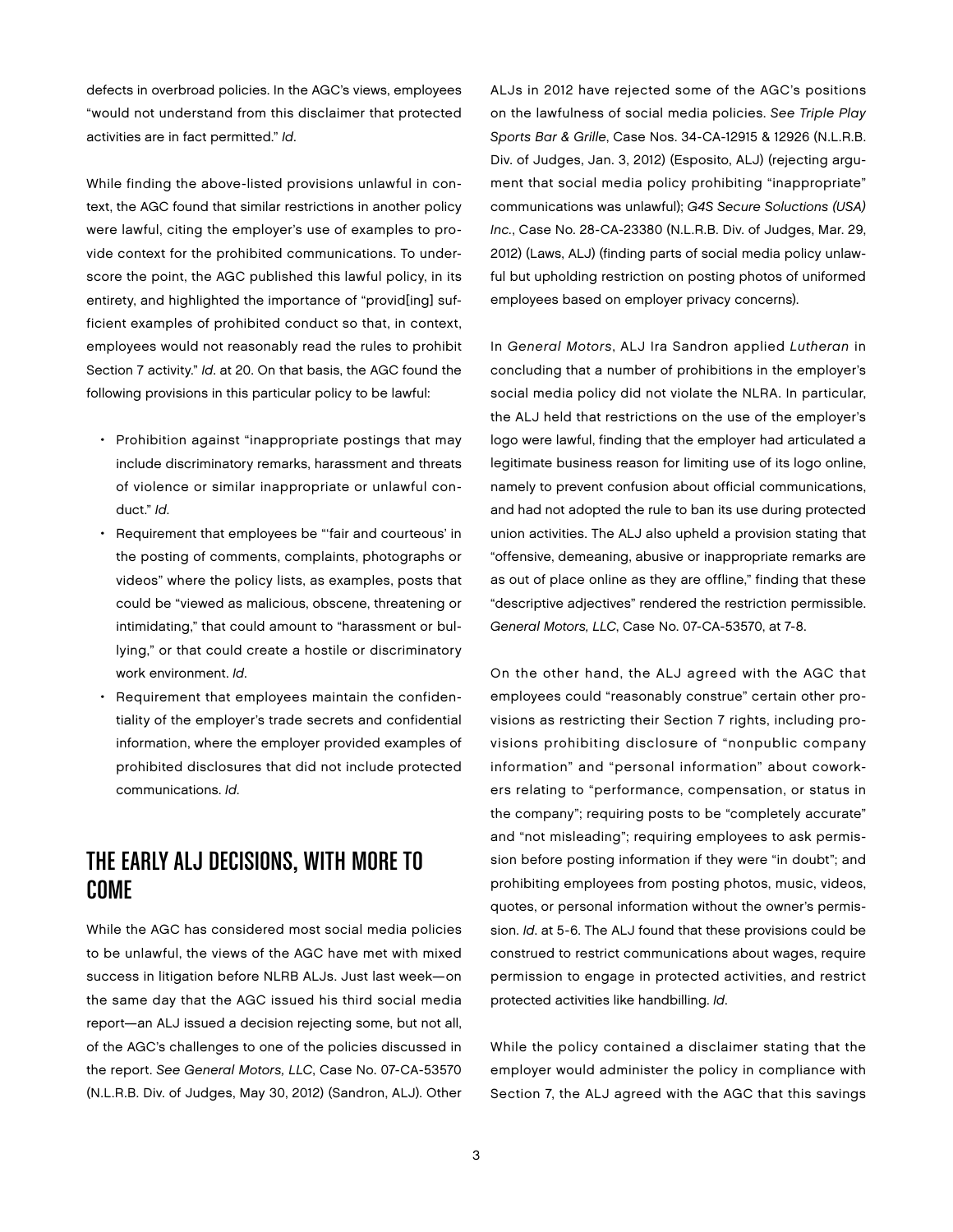defects in overbroad policies. In the AGC's views, employees "would not understand from this disclaimer that protected activities are in fact permitted." *Id.*

While finding the above-listed provisions unlawful in context, the AGC found that similar restrictions in another policy were lawful, citing the employer's use of examples to provide context for the prohibited communications. To underscore the point, the AGC published this lawful policy, in its entirety, and highlighted the importance of "provid[ing] sufficient examples of prohibited conduct so that, in context, employees would not reasonably read the rules to prohibit Section 7 activity." *Id.* at 20. On that basis, the AGC found the following provisions in this particular policy to be lawful:

- Prohibition against "inappropriate postings that may include discriminatory remarks, harassment and threats of violence or similar inappropriate or unlawful conduct." *Id.*
- Requirement that employees be "'fair and courteous' in the posting of comments, complaints, photographs or videos" where the policy lists, as examples, posts that could be "viewed as malicious, obscene, threatening or intimidating," that could amount to "harassment or bullying," or that could create a hostile or discriminatory work environment. *Id.*
- Requirement that employees maintain the confidentiality of the employer's trade secrets and confidential information, where the employer provided examples of prohibited disclosures that did not include protected communications. *Id.*

## THE EARLY ALJ DECISIONS, WITH MORE TO COME

While the AGC has considered most social media policies to be unlawful, the views of the AGC have met with mixed success in litigation before NLRB ALJs. Just last week—on the same day that the AGC issued his third social media report—an ALJ issued a decision rejecting some, but not all, of the AGC's challenges to one of the policies discussed in the report. *See General Motors, LLC*, Case No. 07-CA-53570 (N.L.R.B. Div. of Judges, May 30, 2012) (Sandron, ALJ). Other ALJs in 2012 have rejected some of the AGC's positions on the lawfulness of social media policies. *See Triple Play Sports Bar & Grille*, Case Nos. 34-CA-12915 & 12926 (N.L.R.B. Div. of Judges, Jan. 3, 2012) (Esposito, ALJ) (rejecting argument that social media policy prohibiting "inappropriate" communications was unlawful); *G4S Secure Soluctions (USA) Inc.*, Case No. 28-CA-23380 (N.L.R.B. Div. of Judges, Mar. 29, 2012) (Laws, ALJ) (finding parts of social media policy unlawful but upholding restriction on posting photos of uniformed employees based on employer privacy concerns).

In *General Motors*, ALJ Ira Sandron applied *Lutheran* in concluding that a number of prohibitions in the employer's social media policy did not violate the NLRA. In particular, the ALJ held that restrictions on the use of the employer's logo were lawful, finding that the employer had articulated a legitimate business reason for limiting use of its logo online, namely to prevent confusion about official communications, and had not adopted the rule to ban its use during protected union activities. The ALJ also upheld a provision stating that "offensive, demeaning, abusive or inappropriate remarks are as out of place online as they are offline," finding that these "descriptive adjectives" rendered the restriction permissible. *General Motors, LLC*, Case No. 07-CA-53570, at 7-8.

On the other hand, the ALJ agreed with the AGC that employees could "reasonably construe" certain other provisions as restricting their Section 7 rights, including provisions prohibiting disclosure of "nonpublic company information" and "personal information" about coworkers relating to "performance, compensation, or status in the company"; requiring posts to be "completely accurate" and "not misleading"; requiring employees to ask permission before posting information if they were "in doubt"; and prohibiting employees from posting photos, music, videos, quotes, or personal information without the owner's permission. *Id.* at 5-6. The ALJ found that these provisions could be construed to restrict communications about wages, require permission to engage in protected activities, and restrict protected activities like handbilling. *Id.*

While the policy contained a disclaimer stating that the employer would administer the policy in compliance with Section 7, the ALJ agreed with the AGC that this savings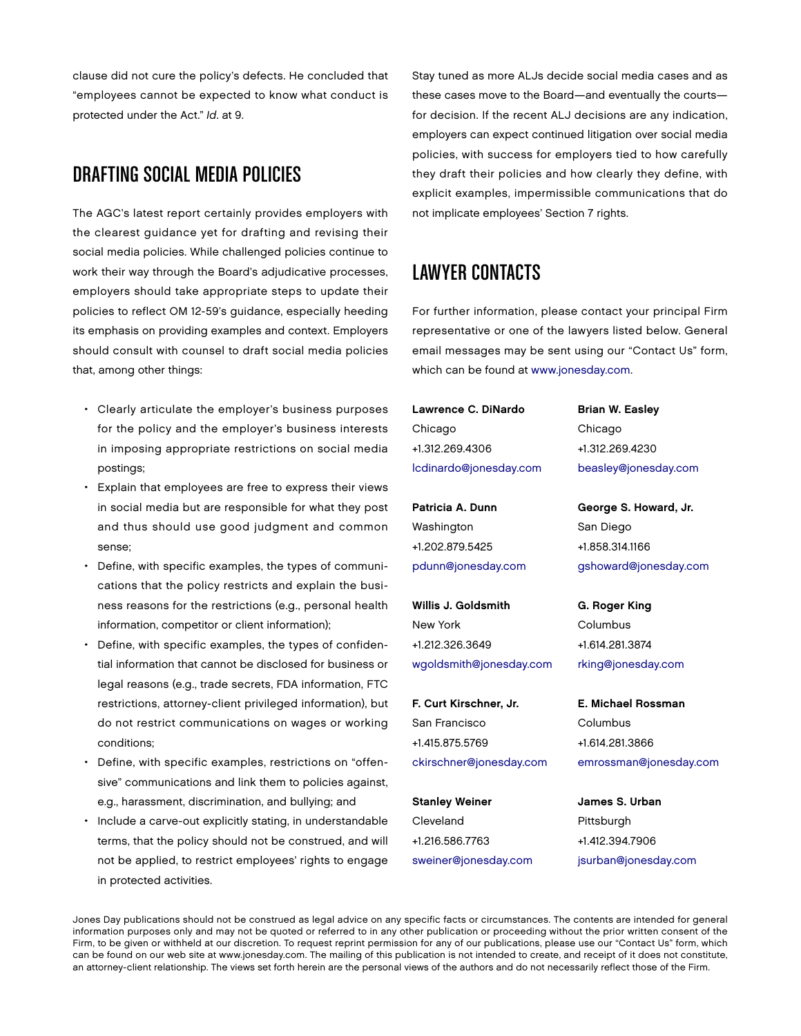clause did not cure the policy's defects. He concluded that "employees cannot be expected to know what conduct is protected under the Act." *Id.* at 9.

## DRAFTING SOCIAL MEDIA POLICIES

The AGC's latest report certainly provides employers with the clearest guidance yet for drafting and revising their social media policies. While challenged policies continue to work their way through the Board's adjudicative processes, employers should take appropriate steps to update their policies to reflect OM 12-59's guidance, especially heeding its emphasis on providing examples and context. Employers should consult with counsel to draft social media policies that, among other things:

- Clearly articulate the employer's business purposes for the policy and the employer's business interests in imposing appropriate restrictions on social media postings;
- Explain that employees are free to express their views in social media but are responsible for what they post and thus should use good judgment and common sense;
- Define, with specific examples, the types of communications that the policy restricts and explain the business reasons for the restrictions (e.g., personal health information, competitor or client information);
- Define, with specific examples, the types of confidential information that cannot be disclosed for business or legal reasons (e.g., trade secrets, FDA information, FTC restrictions, attorney-client privileged information), but do not restrict communications on wages or working conditions;
- Define, with specific examples, restrictions on "offensive" communications and link them to policies against, e.g., harassment, discrimination, and bullying; and
- Include a carve-out explicitly stating, in understandable terms, that the policy should not be construed, and will not be applied, to restrict employees' rights to engage in protected activities.

Stay tuned as more ALJs decide social media cases and as these cases move to the Board—and eventually the courts—for decision. If the recent ALJ decisions are any indication, employers can expect continued litigation over social media policies, with success for employers tied to how carefully they draft their policies and how clearly they define, with explicit examples, impermissible communications that do not implicate employees' Section 7 rights.

## LAWYER CONTACTS

For further information, please contact your principal Firm representative or one of the lawyers listed below. General email messages may be sent using our "Contact Us" form, which can be found at www.jonesday.com.

**Lawrence C. DiNardo**
Chicago
+1.312.269.4306
lcdinardo@jonesday.com

**Brian W. Easley**
Chicago
+1.312.269.4230
beasley@jonesday.com

**Patricia A. Dunn**
Washington
+1.202.879.5425
pdunn@jonesday.com

**George S. Howard, Jr.**
San Diego
+1.858.314.1166
gshoward@jonesday.com

**Willis J. Goldsmith**
New York
+1.212.326.3649
wgoldsmith@jonesday.com

**G. Roger King**
Columbus
+1.614.281.3874
rking@jonesday.com

**F. Curt Kirschner, Jr.**
San Francisco
+1.415.875.5769
ckirschner@jonesday.com

**E. Michael Rossman**
Columbus
+1.614.281.3866
emrossman@jonesday.com

**Stanley Weiner**
Cleveland
+1.216.586.7763
sweiner@jonesday.com

**James S. Urban**
Pittsburgh
+1.412.394.7906
jsurban@jonesday.com

Jones Day publications should not be construed as legal advice on any specific facts or circumstances. The contents are intended for general information purposes only and may not be quoted or referred to in any other publication or proceeding without the prior written consent of the Firm, to be given or withheld at our discretion. To request reprint permission for any of our publications, please use our "Contact Us" form, which can be found on our web site at www.jonesday.com. The mailing of this publication is not intended to create, and receipt of it does not constitute, an attorney-client relationship. The views set forth herein are the personal views of the authors and do not necessarily reflect those of the Firm.